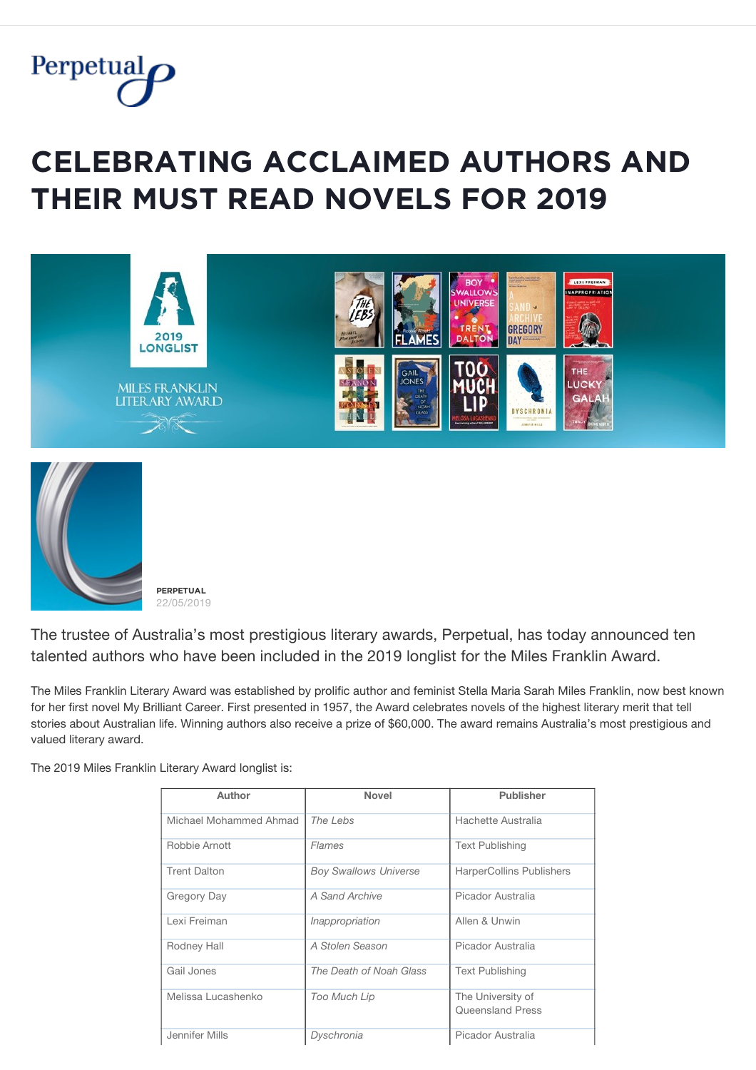Perpetual

# CELEBRATING ACCLAIMED AUTHORS AND THEIR MUST READ NOVELS FOR 2019

**PERPETUAL**
22/05/2019

The trustee of Australia's most prestigious literary awards, Perpetual, has today announced ten talented authors who have been included in the 2019 longlist for the Miles Franklin Award.

The Miles Franklin Literary Award was established by prolific author and feminist Stella Maria Sarah Miles Franklin, now best known for her first novel My Brilliant Career. First presented in 1957, the Award celebrates novels of the highest literary merit that tell stories about Australian life. Winning authors also receive a prize of $60,000. The award remains Australia's most prestigious and valued literary award.

The 2019 Miles Franklin Literary Award longlist is:

| Author | Novel | Publisher |
|---|---|---|
| Michael Mohammed Ahmad | *The Lebs* | Hachette Australia |
| Robbie Arnott | *Flames* | Text Publishing |
| Trent Dalton | *Boy Swallows Universe* | HarperCollins Publishers |
| Gregory Day | *A Sand Archive* | Picador Australia |
| Lexi Freiman | *Inappropriation* | Allen & Unwin |
| Rodney Hall | *A Stolen Season* | Picador Australia |
| Gail Jones | *The Death of Noah Glass* | Text Publishing |
| Melissa Lucashenko | *Too Much Lip* | The University of Queensland Press |
| Jennifer Mills | *Dyschronia* | Picador Australia |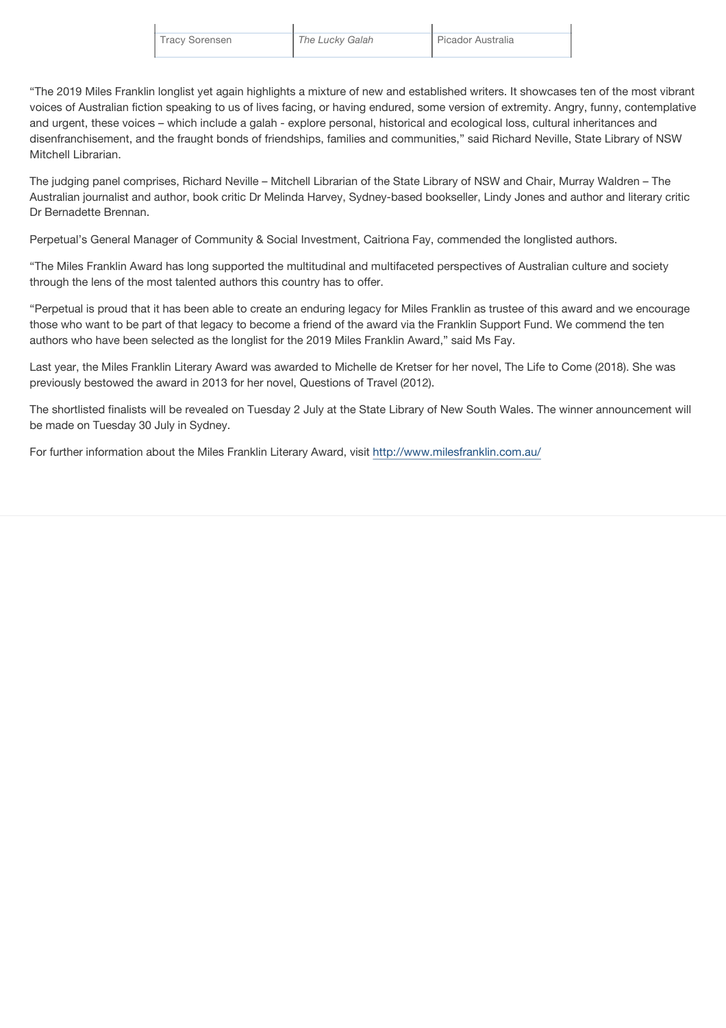| | | |
|---|---|---|
| Tracy Sorensen | *The Lucky Galah* | Picador Australia |

"The 2019 Miles Franklin longlist yet again highlights a mixture of new and established writers. It showcases ten of the most vibrant voices of Australian fiction speaking to us of lives facing, or having endured, some version of extremity. Angry, funny, contemplative and urgent, these voices – which include a galah - explore personal, historical and ecological loss, cultural inheritances and disenfranchisement, and the fraught bonds of friendships, families and communities," said Richard Neville, State Library of NSW Mitchell Librarian.

The judging panel comprises, Richard Neville – Mitchell Librarian of the State Library of NSW and Chair, Murray Waldren – The Australian journalist and author, book critic Dr Melinda Harvey, Sydney-based bookseller, Lindy Jones and author and literary critic Dr Bernadette Brennan.

Perpetual's General Manager of Community & Social Investment, Caitriona Fay, commended the longlisted authors.

"The Miles Franklin Award has long supported the multitudinal and multifaceted perspectives of Australian culture and society through the lens of the most talented authors this country has to offer.

"Perpetual is proud that it has been able to create an enduring legacy for Miles Franklin as trustee of this award and we encourage those who want to be part of that legacy to become a friend of the award via the Franklin Support Fund. We commend the ten authors who have been selected as the longlist for the 2019 Miles Franklin Award," said Ms Fay.

Last year, the Miles Franklin Literary Award was awarded to Michelle de Kretser for her novel, The Life to Come (2018). She was previously bestowed the award in 2013 for her novel, Questions of Travel (2012).

The shortlisted finalists will be revealed on Tuesday 2 July at the State Library of New South Wales. The winner announcement will be made on Tuesday 30 July in Sydney.

For further information about the Miles Franklin Literary Award, visit http://www.milesfranklin.com.au/